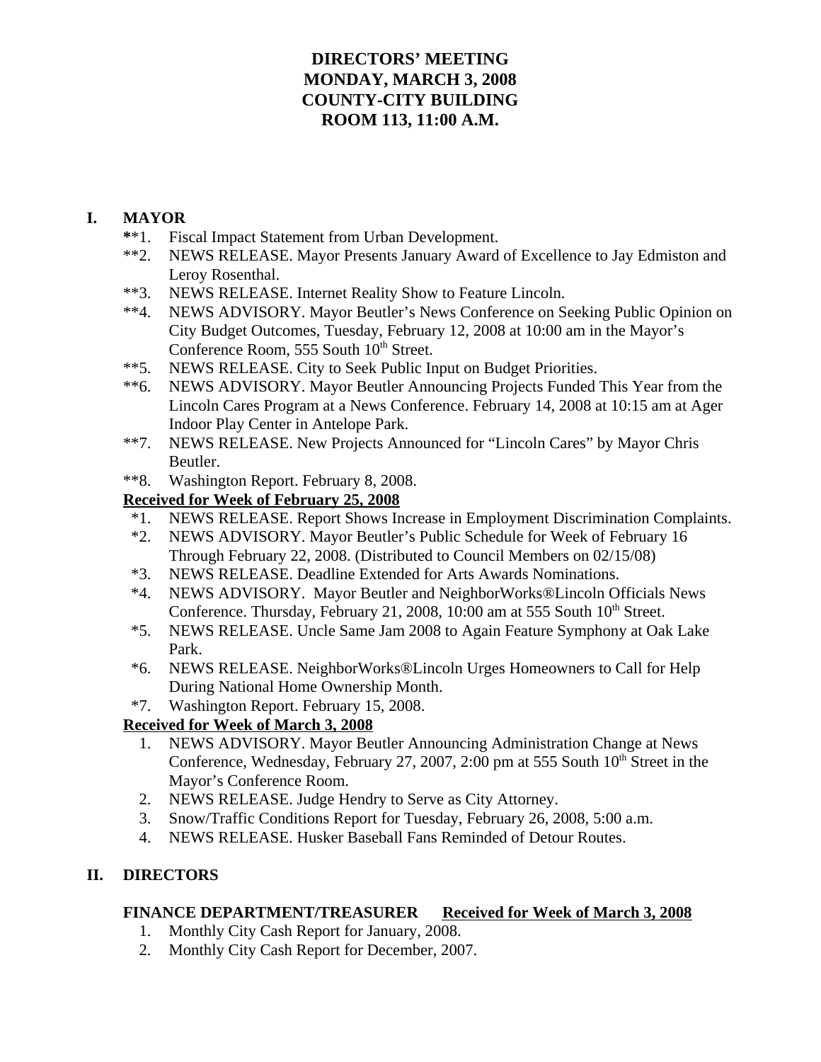# DIRECTORS' MEETING
# MONDAY, MARCH 3, 2008
# COUNTY-CITY BUILDING
# ROOM 113, 11:00 A.M.

## I. MAYOR

**1. Fiscal Impact Statement from Urban Development.
**2. NEWS RELEASE. Mayor Presents January Award of Excellence to Jay Edmiston and Leroy Rosenthal.
**3. NEWS RELEASE. Internet Reality Show to Feature Lincoln.
**4. NEWS ADVISORY. Mayor Beutler's News Conference on Seeking Public Opinion on City Budget Outcomes, Tuesday, February 12, 2008 at 10:00 am in the Mayor's Conference Room, 555 South 10th Street.
**5. NEWS RELEASE. City to Seek Public Input on Budget Priorities.
**6. NEWS ADVISORY. Mayor Beutler Announcing Projects Funded This Year from the Lincoln Cares Program at a News Conference. February 14, 2008 at 10:15 am at Ager Indoor Play Center in Antelope Park.
**7. NEWS RELEASE. New Projects Announced for "Lincoln Cares" by Mayor Chris Beutler.
**8. Washington Report. February 8, 2008.

**<u>Received for Week of February 25, 2008</u>**

*1. NEWS RELEASE. Report Shows Increase in Employment Discrimination Complaints.
*2. NEWS ADVISORY. Mayor Beutler's Public Schedule for Week of February 16 Through February 22, 2008. (Distributed to Council Members on 02/15/08)
*3. NEWS RELEASE. Deadline Extended for Arts Awards Nominations.
*4. NEWS ADVISORY. Mayor Beutler and NeighborWorks®Lincoln Officials News Conference. Thursday, February 21, 2008, 10:00 am at 555 South 10th Street.
*5. NEWS RELEASE. Uncle Same Jam 2008 to Again Feature Symphony at Oak Lake Park.
*6. NEWS RELEASE. NeighborWorks®Lincoln Urges Homeowners to Call for Help During National Home Ownership Month.
*7. Washington Report. February 15, 2008.

**<u>Received for Week of March 3, 2008</u>**

1. NEWS ADVISORY. Mayor Beutler Announcing Administration Change at News Conference, Wednesday, February 27, 2007, 2:00 pm at 555 South 10th Street in the Mayor's Conference Room.
2. NEWS RELEASE. Judge Hendry to Serve as City Attorney.
3. Snow/Traffic Conditions Report for Tuesday, February 26, 2008, 5:00 a.m.
4. NEWS RELEASE. Husker Baseball Fans Reminded of Detour Routes.

## II. DIRECTORS

**FINANCE DEPARTMENT/TREASURER** **<u>Received for Week of March 3, 2008</u>**

1. Monthly City Cash Report for January, 2008.
2. Monthly City Cash Report for December, 2007.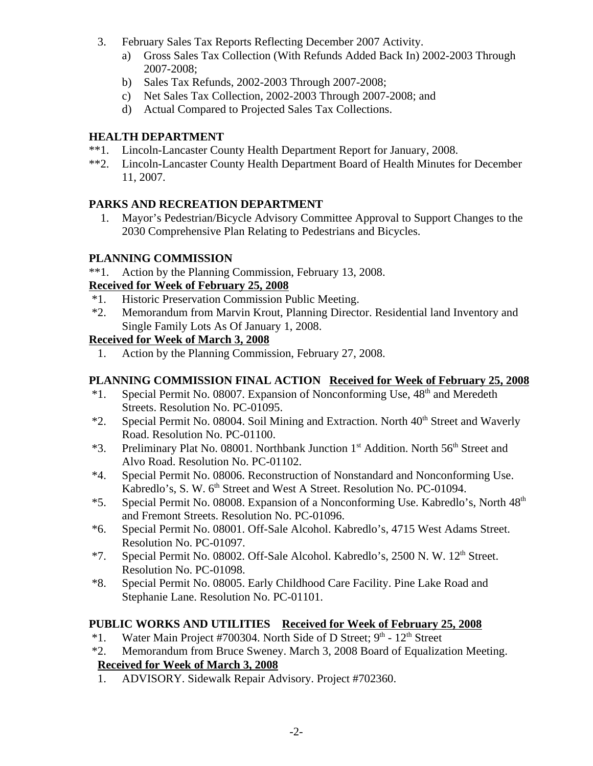3. February Sales Tax Reports Reflecting December 2007 Activity.
   a) Gross Sales Tax Collection (With Refunds Added Back In) 2002-2003 Through 2007-2008;
   b) Sales Tax Refunds, 2002-2003 Through 2007-2008;
   c) Net Sales Tax Collection, 2002-2003 Through 2007-2008; and
   d) Actual Compared to Projected Sales Tax Collections.

## HEALTH DEPARTMENT

**1. Lincoln-Lancaster County Health Department Report for January, 2008.

**2. Lincoln-Lancaster County Health Department Board of Health Minutes for December 11, 2007.

## PARKS AND RECREATION DEPARTMENT

1. Mayor's Pedestrian/Bicycle Advisory Committee Approval to Support Changes to the 2030 Comprehensive Plan Relating to Pedestrians and Bicycles.

## PLANNING COMMISSION

**1. Action by the Planning Commission, February 13, 2008.

**Received for Week of February 25, 2008**

*1. Historic Preservation Commission Public Meeting.

*2. Memorandum from Marvin Krout, Planning Director. Residential land Inventory and Single Family Lots As Of January 1, 2008.

**Received for Week of March 3, 2008**

1. Action by the Planning Commission, February 27, 2008.

## PLANNING COMMISSION FINAL ACTION Received for Week of February 25, 2008

*1. Special Permit No. 08007. Expansion of Nonconforming Use, 48th and Meredeth Streets. Resolution No. PC-01095.

*2. Special Permit No. 08004. Soil Mining and Extraction. North 40th Street and Waverly Road. Resolution No. PC-01100.

*3. Preliminary Plat No. 08001. Northbank Junction 1st Addition. North 56th Street and Alvo Road. Resolution No. PC-01102.

*4. Special Permit No. 08006. Reconstruction of Nonstandard and Nonconforming Use. Kabredlo's, S. W. 6th Street and West A Street. Resolution No. PC-01094.

*5. Special Permit No. 08008. Expansion of a Nonconforming Use. Kabredlo's, North 48th and Fremont Streets. Resolution No. PC-01096.

*6. Special Permit No. 08001. Off-Sale Alcohol. Kabredlo's, 4715 West Adams Street. Resolution No. PC-01097.

*7. Special Permit No. 08002. Off-Sale Alcohol. Kabredlo's, 2500 N. W. 12th Street. Resolution No. PC-01098.

*8. Special Permit No. 08005. Early Childhood Care Facility. Pine Lake Road and Stephanie Lane. Resolution No. PC-01101.

## PUBLIC WORKS AND UTILITIES Received for Week of February 25, 2008

*1. Water Main Project #700304. North Side of D Street; 9th - 12th Street

*2. Memorandum from Bruce Sweney. March 3, 2008 Board of Equalization Meeting.

**Received for Week of March 3, 2008**

1. ADVISORY. Sidewalk Repair Advisory. Project #702360.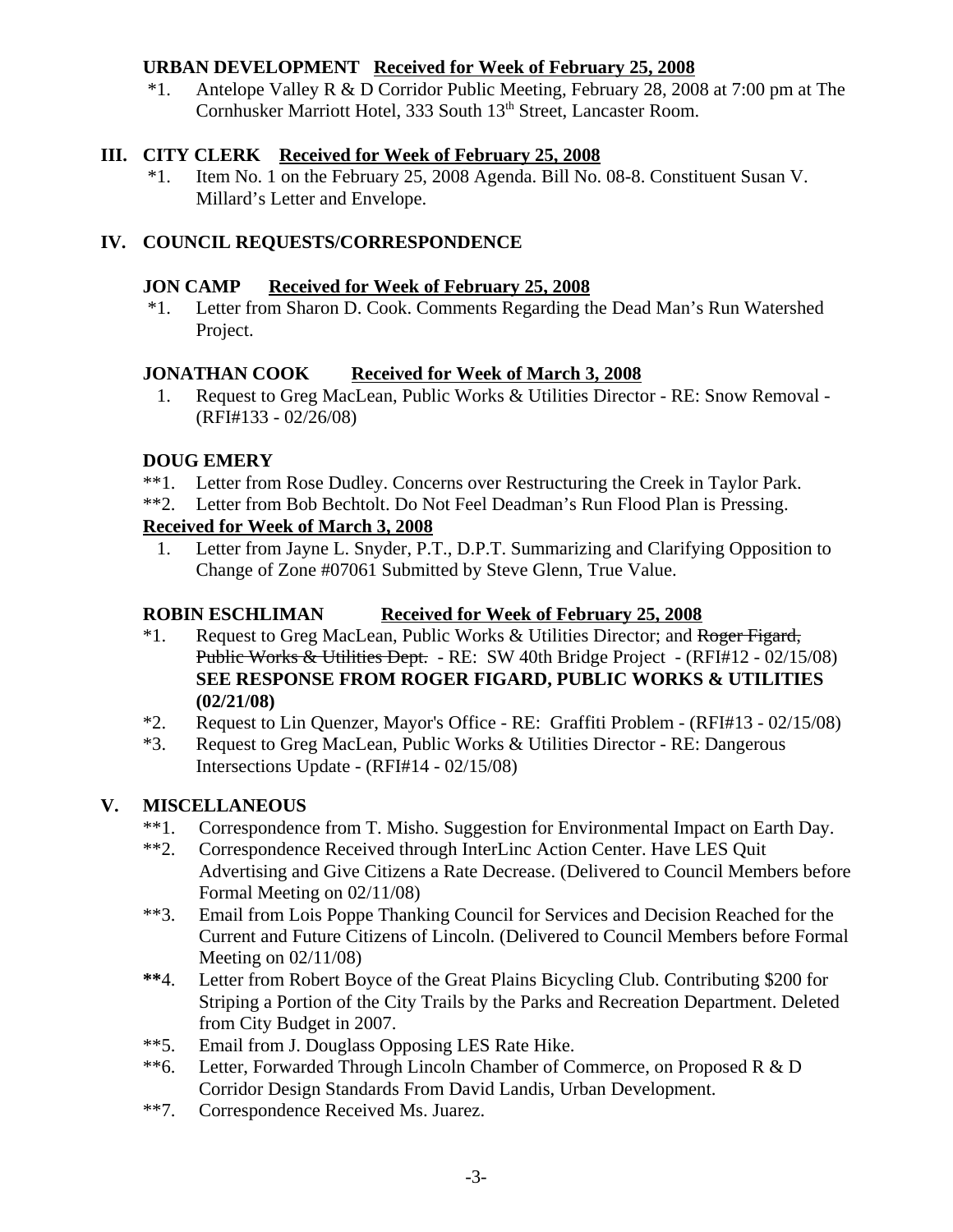**URBAN DEVELOPMENT** **Received for Week of February 25, 2008**

*1. Antelope Valley R & D Corridor Public Meeting, February 28, 2008 at 7:00 pm at The Cornhusker Marriott Hotel, 333 South 13th Street, Lancaster Room.

## III. CITY CLERK **Received for Week of February 25, 2008**

*1. Item No. 1 on the February 25, 2008 Agenda. Bill No. 08-8. Constituent Susan V. Millard's Letter and Envelope.

## IV. COUNCIL REQUESTS/CORRESPONDENCE

**JON CAMP** **Received for Week of February 25, 2008**

*1. Letter from Sharon D. Cook. Comments Regarding the Dead Man's Run Watershed Project.

**JONATHAN COOK** **Received for Week of March 3, 2008**

1. Request to Greg MacLean, Public Works & Utilities Director - RE: Snow Removal - (RFI#133 - 02/26/08)

**DOUG EMERY**

**1. Letter from Rose Dudley. Concerns over Restructuring the Creek in Taylor Park.

**2. Letter from Bob Bechtolt. Do Not Feel Deadman's Run Flood Plan is Pressing.

**Received for Week of March 3, 2008**

1. Letter from Jayne L. Snyder, P.T., D.P.T. Summarizing and Clarifying Opposition to Change of Zone #07061 Submitted by Steve Glenn, True Value.

**ROBIN ESCHLIMAN** **Received for Week of February 25, 2008**

*1. Request to Greg MacLean, Public Works & Utilities Director; and ~~Roger Figard, Public Works & Utilities Dept.~~ - RE: SW 40th Bridge Project - (RFI#12 - 02/15/08) **SEE RESPONSE FROM ROGER FIGARD, PUBLIC WORKS & UTILITIES (02/21/08)**

*2. Request to Lin Quenzer, Mayor's Office - RE: Graffiti Problem - (RFI#13 - 02/15/08)

*3. Request to Greg MacLean, Public Works & Utilities Director - RE: Dangerous Intersections Update - (RFI#14 - 02/15/08)

## V. MISCELLANEOUS

**1. Correspondence from T. Misho. Suggestion for Environmental Impact on Earth Day.

**2. Correspondence Received through InterLinc Action Center. Have LES Quit Advertising and Give Citizens a Rate Decrease. (Delivered to Council Members before Formal Meeting on 02/11/08)

**3. Email from Lois Poppe Thanking Council for Services and Decision Reached for the Current and Future Citizens of Lincoln. (Delivered to Council Members before Formal Meeting on 02/11/08)

**4. Letter from Robert Boyce of the Great Plains Bicycling Club. Contributing $200 for Striping a Portion of the City Trails by the Parks and Recreation Department. Deleted from City Budget in 2007.

**5. Email from J. Douglass Opposing LES Rate Hike.

**6. Letter, Forwarded Through Lincoln Chamber of Commerce, on Proposed R & D Corridor Design Standards From David Landis, Urban Development.

**7. Correspondence Received Ms. Juarez.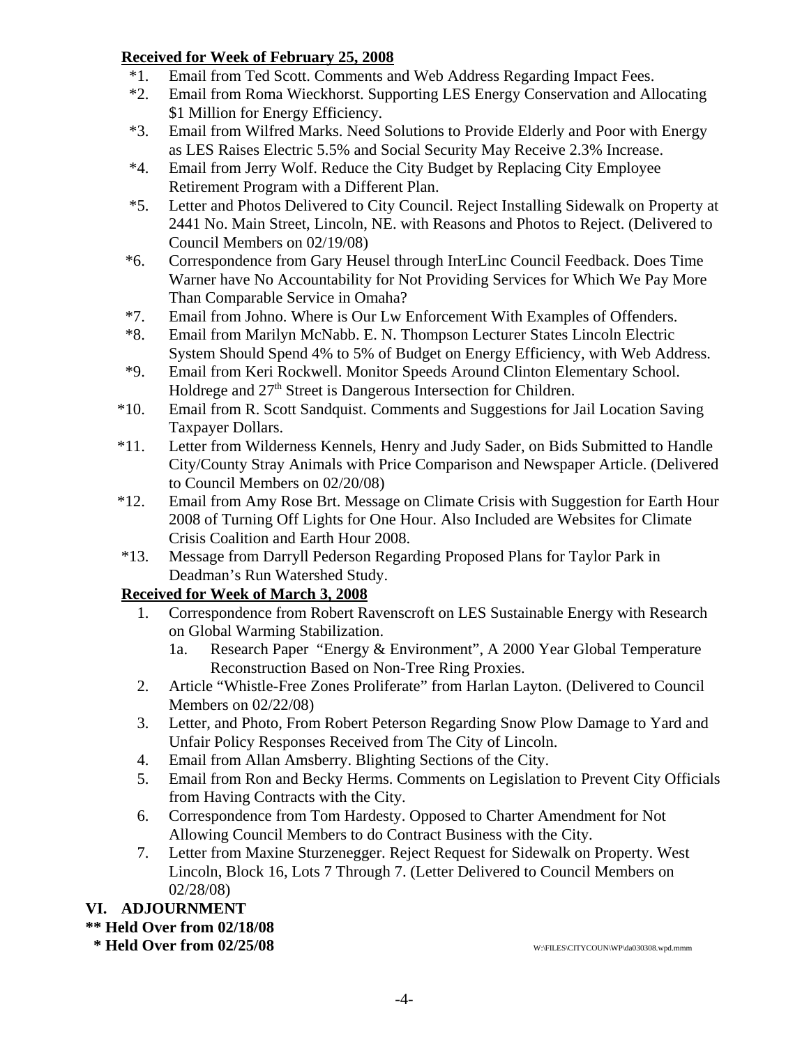**Received for Week of February 25, 2008**

*1. Email from Ted Scott. Comments and Web Address Regarding Impact Fees.

*2. Email from Roma Wieckhorst. Supporting LES Energy Conservation and Allocating $1 Million for Energy Efficiency.

*3. Email from Wilfred Marks. Need Solutions to Provide Elderly and Poor with Energy as LES Raises Electric 5.5% and Social Security May Receive 2.3% Increase.

*4. Email from Jerry Wolf. Reduce the City Budget by Replacing City Employee Retirement Program with a Different Plan.

*5. Letter and Photos Delivered to City Council. Reject Installing Sidewalk on Property at 2441 No. Main Street, Lincoln, NE. with Reasons and Photos to Reject. (Delivered to Council Members on 02/19/08)

*6. Correspondence from Gary Heusel through InterLinc Council Feedback. Does Time Warner have No Accountability for Not Providing Services for Which We Pay More Than Comparable Service in Omaha?

*7. Email from Johno. Where is Our Lw Enforcement With Examples of Offenders.

*8. Email from Marilyn McNabb. E. N. Thompson Lecturer States Lincoln Electric System Should Spend 4% to 5% of Budget on Energy Efficiency, with Web Address.

*9. Email from Keri Rockwell. Monitor Speeds Around Clinton Elementary School. Holdrege and 27th Street is Dangerous Intersection for Children.

*10. Email from R. Scott Sandquist. Comments and Suggestions for Jail Location Saving Taxpayer Dollars.

*11. Letter from Wilderness Kennels, Henry and Judy Sader, on Bids Submitted to Handle City/County Stray Animals with Price Comparison and Newspaper Article. (Delivered to Council Members on 02/20/08)

*12. Email from Amy Rose Brt. Message on Climate Crisis with Suggestion for Earth Hour 2008 of Turning Off Lights for One Hour. Also Included are Websites for Climate Crisis Coalition and Earth Hour 2008.

*13. Message from Darryll Pederson Regarding Proposed Plans for Taylor Park in Deadman's Run Watershed Study.

**Received for Week of March 3, 2008**

1. Correspondence from Robert Ravenscroft on LES Sustainable Energy with Research on Global Warming Stabilization.
   - 1a. Research Paper "Energy & Environment", A 2000 Year Global Temperature Reconstruction Based on Non-Tree Ring Proxies.
2. Article "Whistle-Free Zones Proliferate" from Harlan Layton. (Delivered to Council Members on 02/22/08)
3. Letter, and Photo, From Robert Peterson Regarding Snow Plow Damage to Yard and Unfair Policy Responses Received from The City of Lincoln.
4. Email from Allan Amsberry. Blighting Sections of the City.
5. Email from Ron and Becky Herms. Comments on Legislation to Prevent City Officials from Having Contracts with the City.
6. Correspondence from Tom Hardesty. Opposed to Charter Amendment for Not Allowing Council Members to do Contract Business with the City.
7. Letter from Maxine Sturzenegger. Reject Request for Sidewalk on Property. West Lincoln, Block 16, Lots 7 Through 7. (Letter Delivered to Council Members on 02/28/08)

**VI. ADJOURNMENT**

**** Held Over from 02/18/08**

*** Held Over from 02/25/08**

W:\FILES\CITYCOUN\WP\da030308.wpd.mmm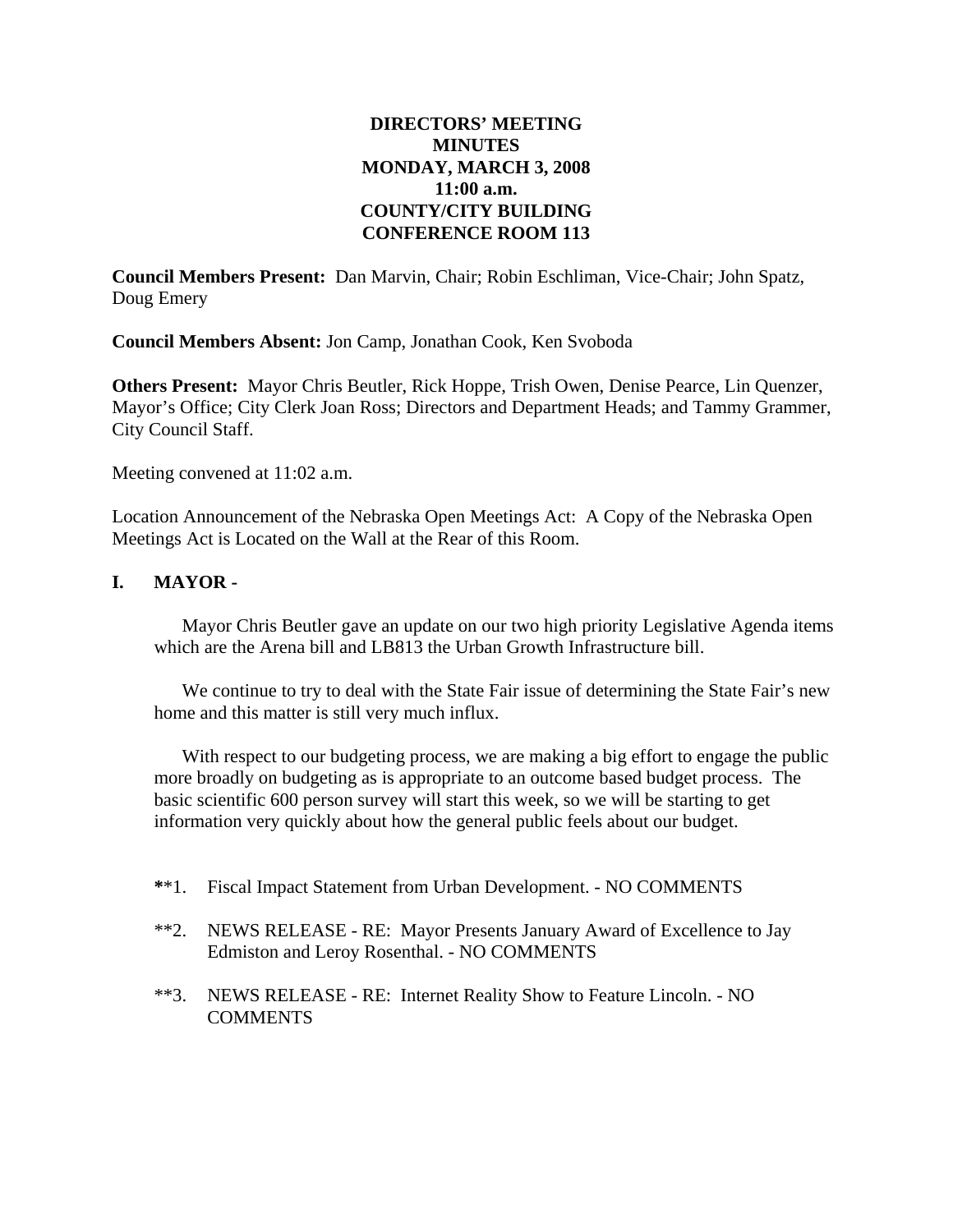**DIRECTORS' MEETING**
**MINUTES**
**MONDAY, MARCH 3, 2008**
**11:00 a.m.**
**COUNTY/CITY BUILDING**
**CONFERENCE ROOM 113**

**Council Members Present:** Dan Marvin, Chair; Robin Eschliman, Vice-Chair; John Spatz, Doug Emery

**Council Members Absent:** Jon Camp, Jonathan Cook, Ken Svoboda

**Others Present:** Mayor Chris Beutler, Rick Hoppe, Trish Owen, Denise Pearce, Lin Quenzer, Mayor's Office; City Clerk Joan Ross; Directors and Department Heads; and Tammy Grammer, City Council Staff.

Meeting convened at 11:02 a.m.

Location Announcement of the Nebraska Open Meetings Act: A Copy of the Nebraska Open Meetings Act is Located on the Wall at the Rear of this Room.

## I. MAYOR -

Mayor Chris Beutler gave an update on our two high priority Legislative Agenda items which are the Arena bill and LB813 the Urban Growth Infrastructure bill.

We continue to try to deal with the State Fair issue of determining the State Fair's new home and this matter is still very much influx.

With respect to our budgeting process, we are making a big effort to engage the public more broadly on budgeting as is appropriate to an outcome based budget process. The basic scientific 600 person survey will start this week, so we will be starting to get information very quickly about how the general public feels about our budget.

**1. Fiscal Impact Statement from Urban Development. - NO COMMENTS

**2. NEWS RELEASE - RE: Mayor Presents January Award of Excellence to Jay Edmiston and Leroy Rosenthal. - NO COMMENTS

**3. NEWS RELEASE - RE: Internet Reality Show to Feature Lincoln. - NO COMMENTS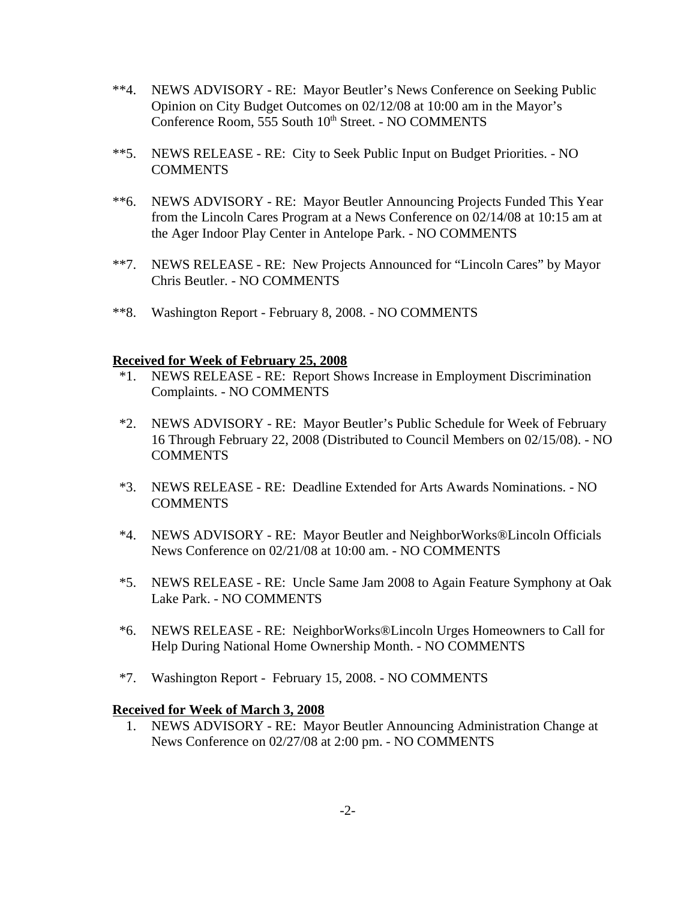**4. NEWS ADVISORY - RE: Mayor Beutler's News Conference on Seeking Public Opinion on City Budget Outcomes on 02/12/08 at 10:00 am in the Mayor's Conference Room, 555 South 10th Street. - NO COMMENTS

**5. NEWS RELEASE - RE: City to Seek Public Input on Budget Priorities. - NO COMMENTS

**6. NEWS ADVISORY - RE: Mayor Beutler Announcing Projects Funded This Year from the Lincoln Cares Program at a News Conference on 02/14/08 at 10:15 am at the Ager Indoor Play Center in Antelope Park. - NO COMMENTS

**7. NEWS RELEASE - RE: New Projects Announced for "Lincoln Cares" by Mayor Chris Beutler. - NO COMMENTS

**8. Washington Report - February 8, 2008. - NO COMMENTS

**Received for Week of February 25, 2008**

*1. NEWS RELEASE - RE: Report Shows Increase in Employment Discrimination Complaints. - NO COMMENTS

*2. NEWS ADVISORY - RE: Mayor Beutler's Public Schedule for Week of February 16 Through February 22, 2008 (Distributed to Council Members on 02/15/08). - NO COMMENTS

*3. NEWS RELEASE - RE: Deadline Extended for Arts Awards Nominations. - NO COMMENTS

*4. NEWS ADVISORY - RE: Mayor Beutler and NeighborWorks®Lincoln Officials News Conference on 02/21/08 at 10:00 am. - NO COMMENTS

*5. NEWS RELEASE - RE: Uncle Same Jam 2008 to Again Feature Symphony at Oak Lake Park. - NO COMMENTS

*6. NEWS RELEASE - RE: NeighborWorks®Lincoln Urges Homeowners to Call for Help During National Home Ownership Month. - NO COMMENTS

*7. Washington Report - February 15, 2008. - NO COMMENTS

**Received for Week of March 3, 2008**

1. NEWS ADVISORY - RE: Mayor Beutler Announcing Administration Change at News Conference on 02/27/08 at 2:00 pm. - NO COMMENTS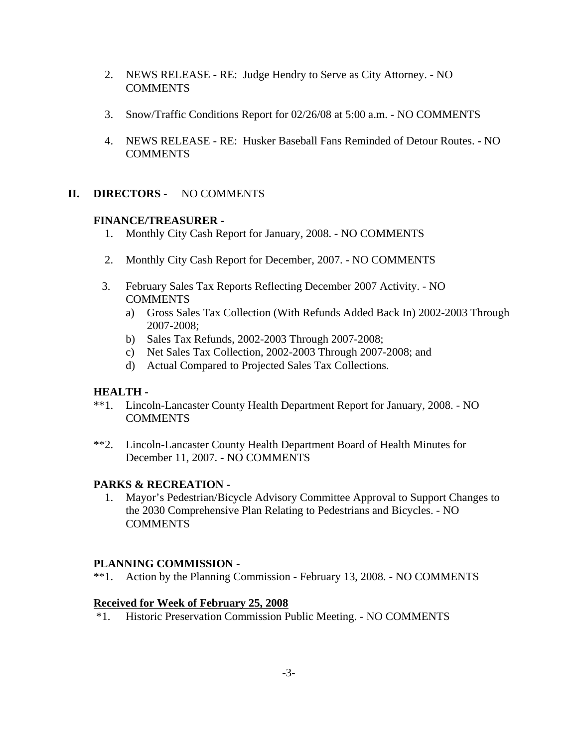2. NEWS RELEASE - RE: Judge Hendry to Serve as City Attorney. - NO COMMENTS

3. Snow/Traffic Conditions Report for 02/26/08 at 5:00 a.m. - NO COMMENTS

4. NEWS RELEASE - RE: Husker Baseball Fans Reminded of Detour Routes. - NO COMMENTS

## II. DIRECTORS - NO COMMENTS

**FINANCE/TREASURER -**

1. Monthly City Cash Report for January, 2008. - NO COMMENTS

2. Monthly City Cash Report for December, 2007. - NO COMMENTS

3. February Sales Tax Reports Reflecting December 2007 Activity. - NO COMMENTS
   a) Gross Sales Tax Collection (With Refunds Added Back In) 2002-2003 Through 2007-2008;
   b) Sales Tax Refunds, 2002-2003 Through 2007-2008;
   c) Net Sales Tax Collection, 2002-2003 Through 2007-2008; and
   d) Actual Compared to Projected Sales Tax Collections.

**HEALTH -**

**1. Lincoln-Lancaster County Health Department Report for January, 2008. - NO COMMENTS

**2. Lincoln-Lancaster County Health Department Board of Health Minutes for December 11, 2007. - NO COMMENTS

**PARKS & RECREATION -**

1. Mayor's Pedestrian/Bicycle Advisory Committee Approval to Support Changes to the 2030 Comprehensive Plan Relating to Pedestrians and Bicycles. - NO COMMENTS

**PLANNING COMMISSION -**

**1. Action by the Planning Commission - February 13, 2008. - NO COMMENTS

**Received for Week of February 25, 2008**

*1. Historic Preservation Commission Public Meeting. - NO COMMENTS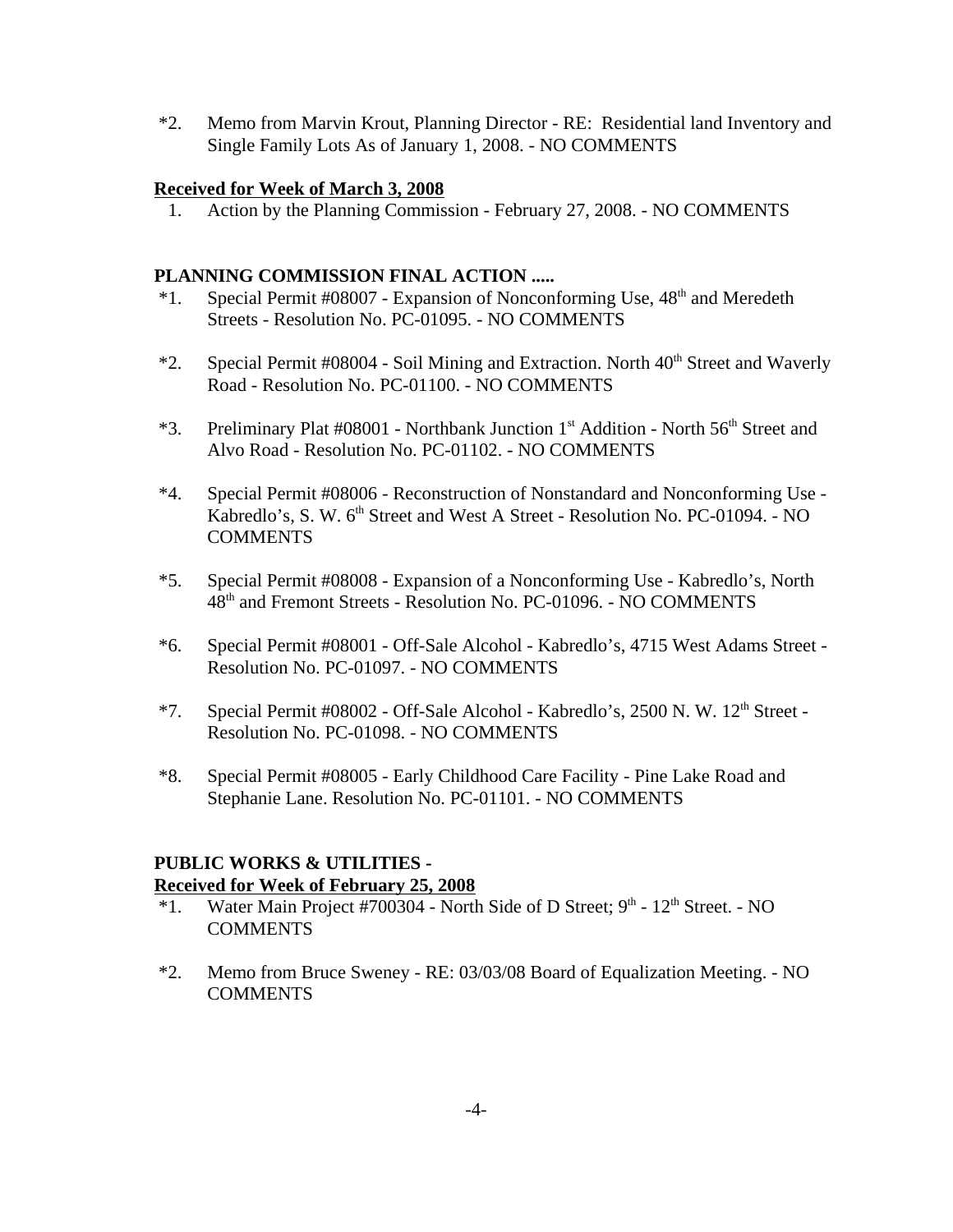*2. Memo from Marvin Krout, Planning Director - RE: Residential land Inventory and Single Family Lots As of January 1, 2008. - NO COMMENTS

**Received for Week of March 3, 2008**

1. Action by the Planning Commission - February 27, 2008. - NO COMMENTS

**PLANNING COMMISSION FINAL ACTION .....**

*1. Special Permit #08007 - Expansion of Nonconforming Use, 48th and Meredeth Streets - Resolution No. PC-01095. - NO COMMENTS

*2. Special Permit #08004 - Soil Mining and Extraction. North 40th Street and Waverly Road - Resolution No. PC-01100. - NO COMMENTS

*3. Preliminary Plat #08001 - Northbank Junction 1st Addition - North 56th Street and Alvo Road - Resolution No. PC-01102. - NO COMMENTS

*4. Special Permit #08006 - Reconstruction of Nonstandard and Nonconforming Use - Kabredlo's, S. W. 6th Street and West A Street - Resolution No. PC-01094. - NO COMMENTS

*5. Special Permit #08008 - Expansion of a Nonconforming Use - Kabredlo's, North 48th and Fremont Streets - Resolution No. PC-01096. - NO COMMENTS

*6. Special Permit #08001 - Off-Sale Alcohol - Kabredlo's, 4715 West Adams Street - Resolution No. PC-01097. - NO COMMENTS

*7. Special Permit #08002 - Off-Sale Alcohol - Kabredlo's, 2500 N. W. 12th Street - Resolution No. PC-01098. - NO COMMENTS

*8. Special Permit #08005 - Early Childhood Care Facility - Pine Lake Road and Stephanie Lane. Resolution No. PC-01101. - NO COMMENTS

**PUBLIC WORKS & UTILITIES -**
**Received for Week of February 25, 2008**

*1. Water Main Project #700304 - North Side of D Street; 9th - 12th Street. - NO COMMENTS

*2. Memo from Bruce Sweney - RE: 03/03/08 Board of Equalization Meeting. - NO COMMENTS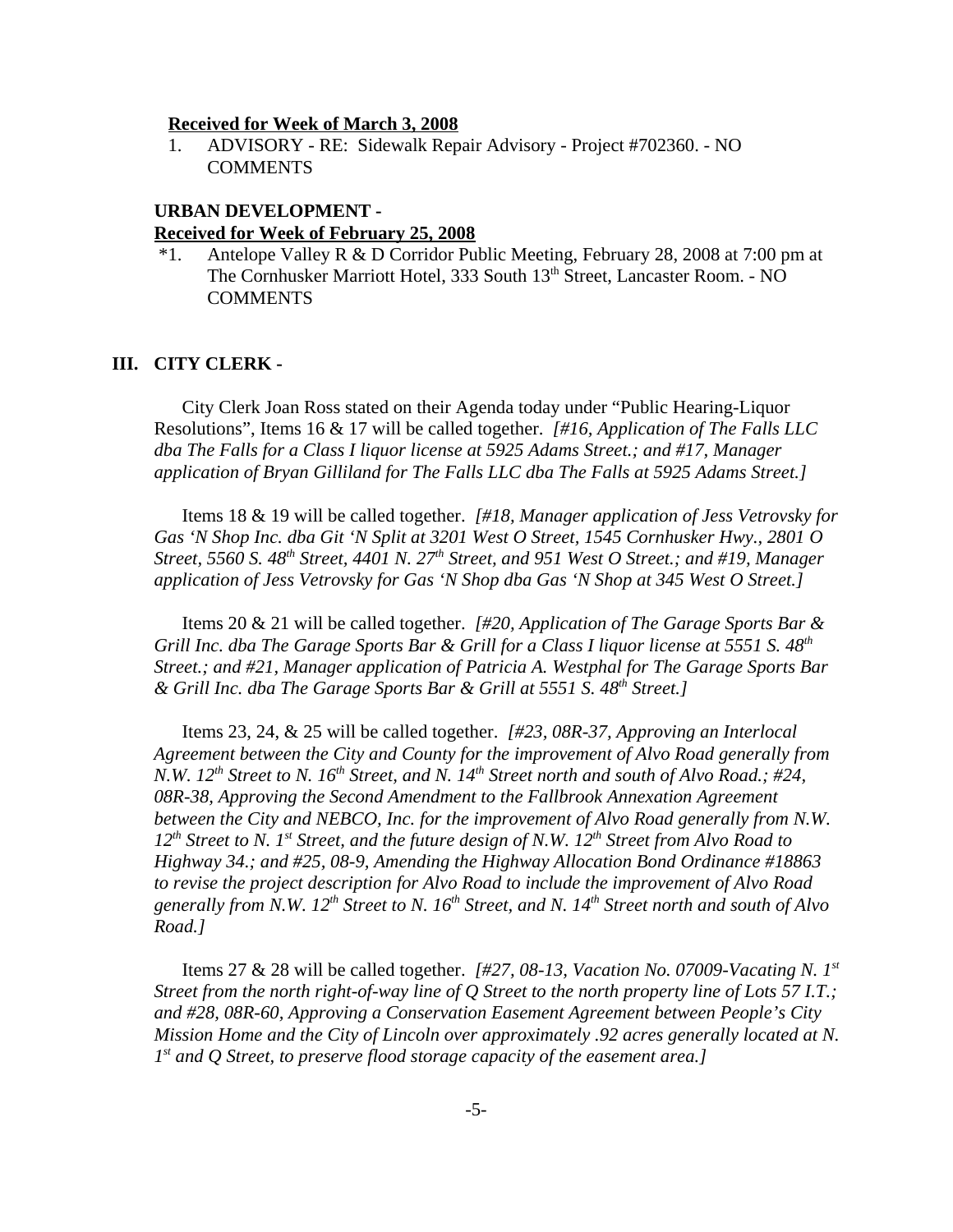**Received for Week of March 3, 2008**

1. ADVISORY - RE: Sidewalk Repair Advisory - Project #702360. - NO COMMENTS

**URBAN DEVELOPMENT -**

**Received for Week of February 25, 2008**

*1. Antelope Valley R & D Corridor Public Meeting, February 28, 2008 at 7:00 pm at The Cornhusker Marriott Hotel, 333 South 13th Street, Lancaster Room. - NO COMMENTS

## III. CITY CLERK -

City Clerk Joan Ross stated on their Agenda today under "Public Hearing-Liquor Resolutions", Items 16 & 17 will be called together. *[#16, Application of The Falls LLC dba The Falls for a Class I liquor license at 5925 Adams Street.; and #17, Manager application of Bryan Gilliland for The Falls LLC dba The Falls at 5925 Adams Street.]*

Items 18 & 19 will be called together. *[#18, Manager application of Jess Vetrovsky for Gas 'N Shop Inc. dba Git 'N Split at 3201 West O Street, 1545 Cornhusker Hwy., 2801 O Street, 5560 S. 48th Street, 4401 N. 27th Street, and 951 West O Street.; and #19, Manager application of Jess Vetrovsky for Gas 'N Shop dba Gas 'N Shop at 345 West O Street.]*

Items 20 & 21 will be called together. *[#20, Application of The Garage Sports Bar & Grill Inc. dba The Garage Sports Bar & Grill for a Class I liquor license at 5551 S. 48th Street.; and #21, Manager application of Patricia A. Westphal for The Garage Sports Bar & Grill Inc. dba The Garage Sports Bar & Grill at 5551 S. 48th Street.]*

Items 23, 24, & 25 will be called together. *[#23, 08R-37, Approving an Interlocal Agreement between the City and County for the improvement of Alvo Road generally from N.W. 12th Street to N. 16th Street, and N. 14th Street north and south of Alvo Road.; #24, 08R-38, Approving the Second Amendment to the Fallbrook Annexation Agreement between the City and NEBCO, Inc. for the improvement of Alvo Road generally from N.W. 12th Street to N. 1st Street, and the future design of N.W. 12th Street from Alvo Road to Highway 34.; and #25, 08-9, Amending the Highway Allocation Bond Ordinance #18863 to revise the project description for Alvo Road to include the improvement of Alvo Road generally from N.W. 12th Street to N. 16th Street, and N. 14th Street north and south of Alvo Road.]*

Items 27 & 28 will be called together. *[#27, 08-13, Vacation No. 07009-Vacating N. 1st Street from the north right-of-way line of Q Street to the north property line of Lots 57 I.T.; and #28, 08R-60, Approving a Conservation Easement Agreement between People's City Mission Home and the City of Lincoln over approximately .92 acres generally located at N. 1st and Q Street, to preserve flood storage capacity of the easement area.]*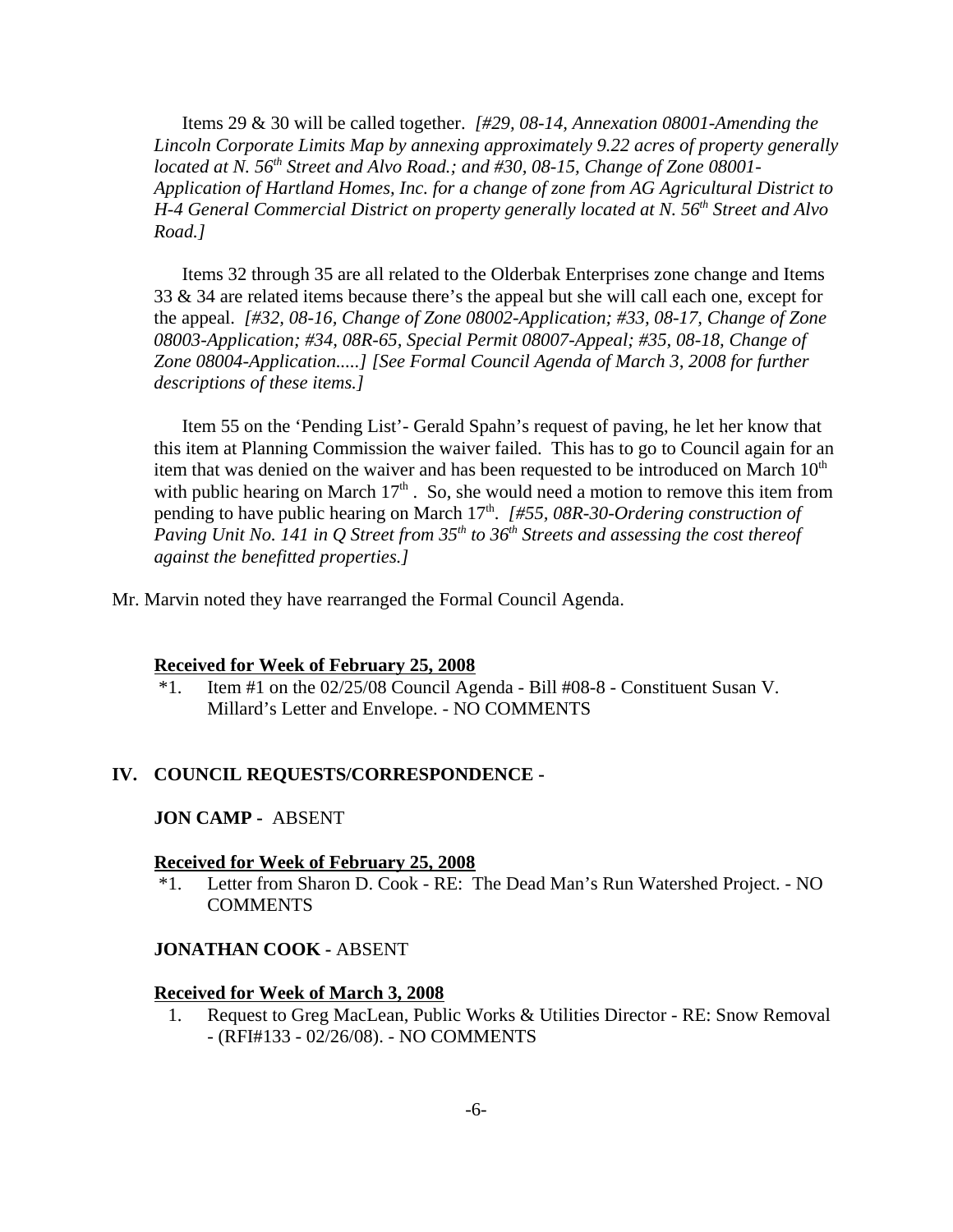Items 29 & 30 will be called together. *[#29, 08-14, Annexation 08001-Amending the Lincoln Corporate Limits Map by annexing approximately 9.22 acres of property generally located at N. 56th Street and Alvo Road.; and #30, 08-15, Change of Zone 08001-Application of Hartland Homes, Inc. for a change of zone from AG Agricultural District to H-4 General Commercial District on property generally located at N. 56th Street and Alvo Road.]*

Items 32 through 35 are all related to the Olderbak Enterprises zone change and Items 33 & 34 are related items because there's the appeal but she will call each one, except for the appeal. *[#32, 08-16, Change of Zone 08002-Application; #33, 08-17, Change of Zone 08003-Application; #34, 08R-65, Special Permit 08007-Appeal; #35, 08-18, Change of Zone 08004-Application.....] [See Formal Council Agenda of March 3, 2008 for further descriptions of these items.]*

Item 55 on the 'Pending List'- Gerald Spahn's request of paving, he let her know that this item at Planning Commission the waiver failed. This has to go to Council again for an item that was denied on the waiver and has been requested to be introduced on March 10th with public hearing on March 17th . So, she would need a motion to remove this item from pending to have public hearing on March 17th. *[#55, 08R-30-Ordering construction of Paving Unit No. 141 in Q Street from 35th to 36th Streets and assessing the cost thereof against the benefitted properties.]*

Mr. Marvin noted they have rearranged the Formal Council Agenda.

**Received for Week of February 25, 2008**

*1. Item #1 on the 02/25/08 Council Agenda - Bill #08-8 - Constituent Susan V. Millard's Letter and Envelope. - NO COMMENTS

## IV. COUNCIL REQUESTS/CORRESPONDENCE -

**JON CAMP -** ABSENT

**Received for Week of February 25, 2008**

*1. Letter from Sharon D. Cook - RE: The Dead Man's Run Watershed Project. - NO COMMENTS

**JONATHAN COOK -** ABSENT

**Received for Week of March 3, 2008**

1. Request to Greg MacLean, Public Works & Utilities Director - RE: Snow Removal - (RFI#133 - 02/26/08). - NO COMMENTS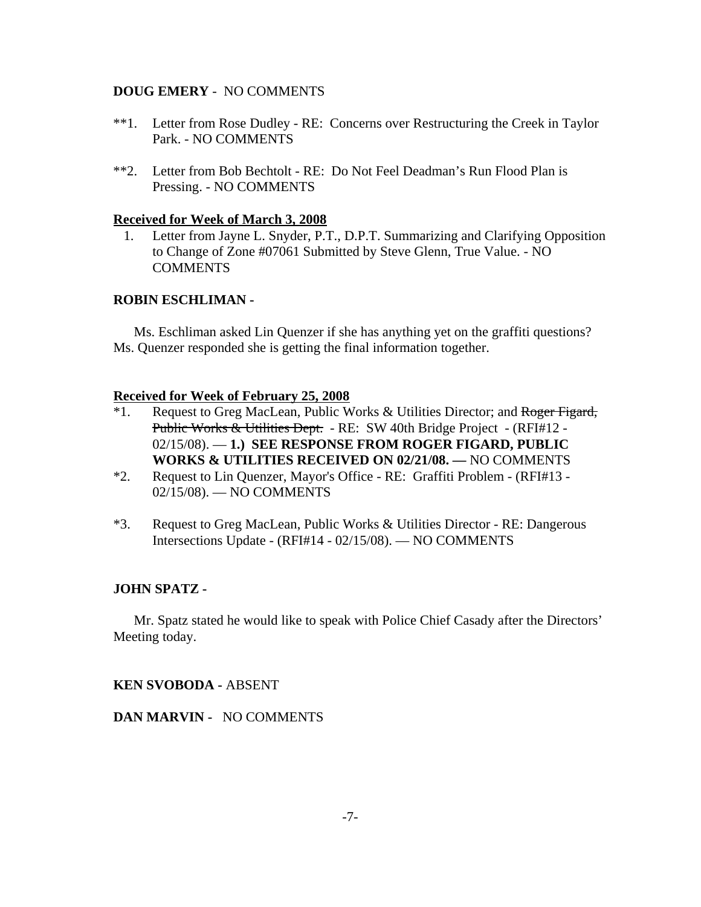**DOUG EMERY** - NO COMMENTS

**1. Letter from Rose Dudley - RE: Concerns over Restructuring the Creek in Taylor Park. - NO COMMENTS

**2. Letter from Bob Bechtolt - RE: Do Not Feel Deadman's Run Flood Plan is Pressing. - NO COMMENTS

**<u>Received for Week of March 3, 2008</u>**

1. Letter from Jayne L. Snyder, P.T., D.P.T. Summarizing and Clarifying Opposition to Change of Zone #07061 Submitted by Steve Glenn, True Value. - NO COMMENTS

**ROBIN ESCHLIMAN -**

Ms. Eschliman asked Lin Quenzer if she has anything yet on the graffiti questions? Ms. Quenzer responded she is getting the final information together.

**<u>Received for Week of February 25, 2008</u>**

*1. Request to Greg MacLean, Public Works & Utilities Director; and ~~Roger Figard, Public Works & Utilities Dept.~~ - RE: SW 40th Bridge Project - (RFI#12 - 02/15/08). — **1.) SEE RESPONSE FROM ROGER FIGARD, PUBLIC WORKS & UTILITIES RECEIVED ON 02/21/08. —** NO COMMENTS

*2. Request to Lin Quenzer, Mayor's Office - RE: Graffiti Problem - (RFI#13 - 02/15/08). — NO COMMENTS

*3. Request to Greg MacLean, Public Works & Utilities Director - RE: Dangerous Intersections Update - (RFI#14 - 02/15/08). — NO COMMENTS

**JOHN SPATZ -**

Mr. Spatz stated he would like to speak with Police Chief Casady after the Directors' Meeting today.

**KEN SVOBODA -** ABSENT

**DAN MARVIN -** NO COMMENTS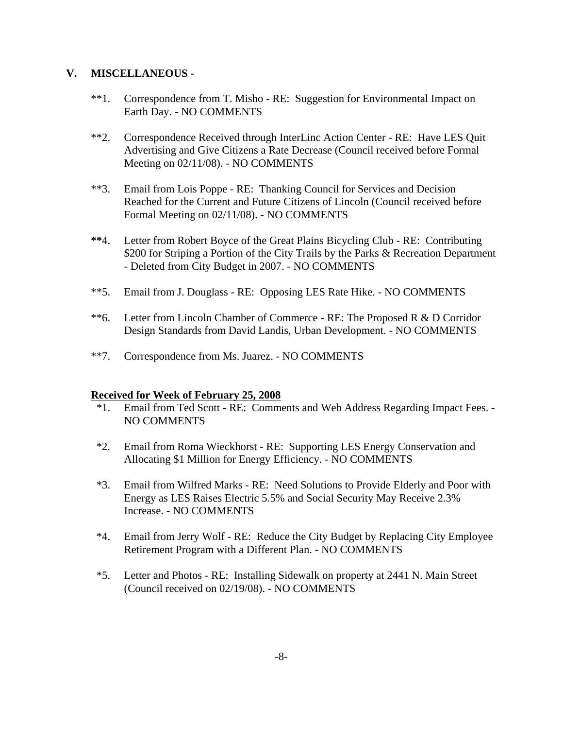## V. MISCELLANEOUS -

**1. Correspondence from T. Misho - RE: Suggestion for Environmental Impact on Earth Day. - NO COMMENTS

**2. Correspondence Received through InterLinc Action Center - RE: Have LES Quit Advertising and Give Citizens a Rate Decrease (Council received before Formal Meeting on 02/11/08). - NO COMMENTS

**3. Email from Lois Poppe - RE: Thanking Council for Services and Decision Reached for the Current and Future Citizens of Lincoln (Council received before Formal Meeting on 02/11/08). - NO COMMENTS

**4. Letter from Robert Boyce of the Great Plains Bicycling Club - RE: Contributing $200 for Striping a Portion of the City Trails by the Parks & Recreation Department - Deleted from City Budget in 2007. - NO COMMENTS

**5. Email from J. Douglass - RE: Opposing LES Rate Hike. - NO COMMENTS

**6. Letter from Lincoln Chamber of Commerce - RE: The Proposed R & D Corridor Design Standards from David Landis, Urban Development. - NO COMMENTS

**7. Correspondence from Ms. Juarez. - NO COMMENTS

<u>**Received for Week of February 25, 2008**</u>

*1. Email from Ted Scott - RE: Comments and Web Address Regarding Impact Fees. - NO COMMENTS

*2. Email from Roma Wieckhorst - RE: Supporting LES Energy Conservation and Allocating $1 Million for Energy Efficiency. - NO COMMENTS

*3. Email from Wilfred Marks - RE: Need Solutions to Provide Elderly and Poor with Energy as LES Raises Electric 5.5% and Social Security May Receive 2.3% Increase. - NO COMMENTS

*4. Email from Jerry Wolf - RE: Reduce the City Budget by Replacing City Employee Retirement Program with a Different Plan. - NO COMMENTS

*5. Letter and Photos - RE: Installing Sidewalk on property at 2441 N. Main Street (Council received on 02/19/08). - NO COMMENTS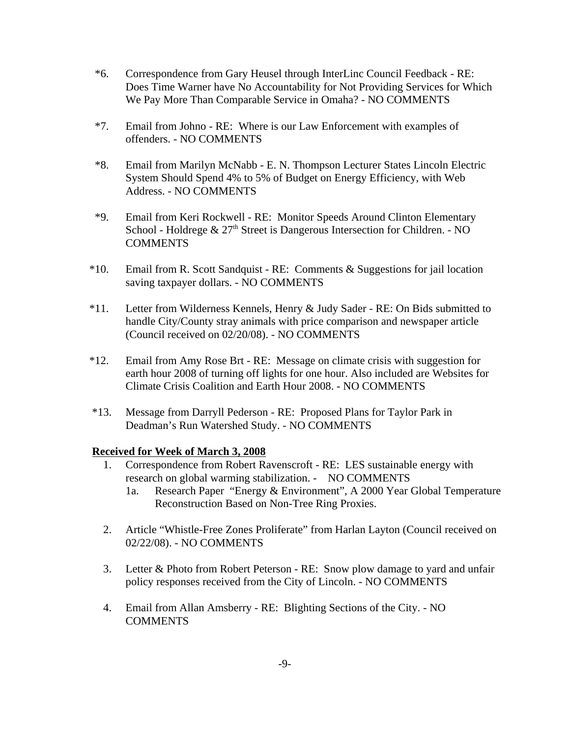*6. Correspondence from Gary Heusel through InterLinc Council Feedback - RE: Does Time Warner have No Accountability for Not Providing Services for Which We Pay More Than Comparable Service in Omaha? - NO COMMENTS

*7. Email from Johno - RE: Where is our Law Enforcement with examples of offenders. - NO COMMENTS

*8. Email from Marilyn McNabb - E. N. Thompson Lecturer States Lincoln Electric System Should Spend 4% to 5% of Budget on Energy Efficiency, with Web Address. - NO COMMENTS

*9. Email from Keri Rockwell - RE: Monitor Speeds Around Clinton Elementary School - Holdrege & 27th Street is Dangerous Intersection for Children. - NO COMMENTS

*10. Email from R. Scott Sandquist - RE: Comments & Suggestions for jail location saving taxpayer dollars. - NO COMMENTS

*11. Letter from Wilderness Kennels, Henry & Judy Sader - RE: On Bids submitted to handle City/County stray animals with price comparison and newspaper article (Council received on 02/20/08). - NO COMMENTS

*12. Email from Amy Rose Brt - RE: Message on climate crisis with suggestion for earth hour 2008 of turning off lights for one hour. Also included are Websites for Climate Crisis Coalition and Earth Hour 2008. - NO COMMENTS

*13. Message from Darryll Pederson - RE: Proposed Plans for Taylor Park in Deadman's Run Watershed Study. - NO COMMENTS

**Received for Week of March 3, 2008**

1. Correspondence from Robert Ravenscroft - RE: LES sustainable energy with research on global warming stabilization. - NO COMMENTS
   1a. Research Paper "Energy & Environment", A 2000 Year Global Temperature Reconstruction Based on Non-Tree Ring Proxies.

2. Article "Whistle-Free Zones Proliferate" from Harlan Layton (Council received on 02/22/08). - NO COMMENTS

3. Letter & Photo from Robert Peterson - RE: Snow plow damage to yard and unfair policy responses received from the City of Lincoln. - NO COMMENTS

4. Email from Allan Amsberry - RE: Blighting Sections of the City. - NO COMMENTS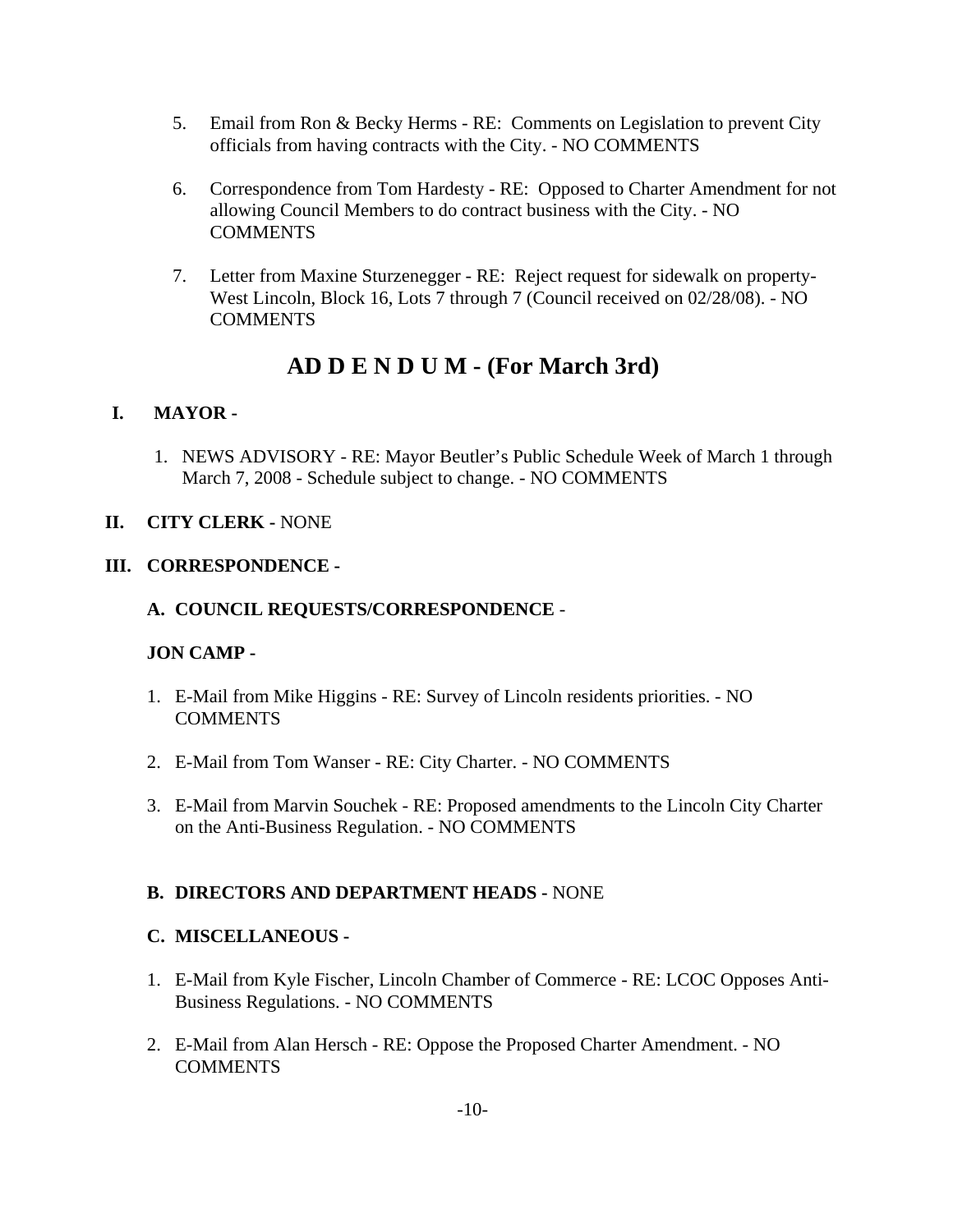5. Email from Ron & Becky Herms - RE: Comments on Legislation to prevent City officials from having contracts with the City. - NO COMMENTS

6. Correspondence from Tom Hardesty - RE: Opposed to Charter Amendment for not allowing Council Members to do contract business with the City. - NO COMMENTS

7. Letter from Maxine Sturzenegger - RE: Reject request for sidewalk on property-West Lincoln, Block 16, Lots 7 through 7 (Council received on 02/28/08). - NO COMMENTS

## AD D E N D U M - (For March 3rd)

**I. MAYOR -**

1. NEWS ADVISORY - RE: Mayor Beutler's Public Schedule Week of March 1 through March 7, 2008 - Schedule subject to change. - NO COMMENTS

**II. CITY CLERK -** NONE

**III. CORRESPONDENCE -**

**A. COUNCIL REQUESTS/CORRESPONDENCE** -

**JON CAMP -**

1. E-Mail from Mike Higgins - RE: Survey of Lincoln residents priorities. - NO COMMENTS

2. E-Mail from Tom Wanser - RE: City Charter. - NO COMMENTS

3. E-Mail from Marvin Souchek - RE: Proposed amendments to the Lincoln City Charter on the Anti-Business Regulation. - NO COMMENTS

**B. DIRECTORS AND DEPARTMENT HEADS -** NONE

**C. MISCELLANEOUS -**

1. E-Mail from Kyle Fischer, Lincoln Chamber of Commerce - RE: LCOC Opposes Anti-Business Regulations. - NO COMMENTS

2. E-Mail from Alan Hersch - RE: Oppose the Proposed Charter Amendment. - NO COMMENTS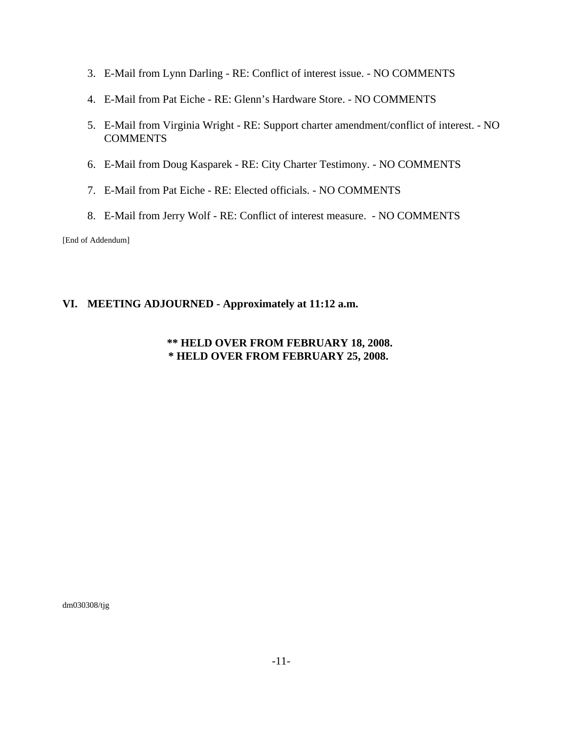3. E-Mail from Lynn Darling - RE: Conflict of interest issue. - NO COMMENTS

4. E-Mail from Pat Eiche - RE: Glenn's Hardware Store. - NO COMMENTS

5. E-Mail from Virginia Wright - RE: Support charter amendment/conflict of interest. - NO COMMENTS

6. E-Mail from Doug Kasparek - RE: City Charter Testimony. - NO COMMENTS

7. E-Mail from Pat Eiche - RE: Elected officials. - NO COMMENTS

8. E-Mail from Jerry Wolf - RE: Conflict of interest measure. - NO COMMENTS

[End of Addendum]

## VI. MEETING ADJOURNED - Approximately at 11:12 a.m.

**** HELD OVER FROM FEBRUARY 18, 2008.**
**\* HELD OVER FROM FEBRUARY 25, 2008.**

dm030308/tjg